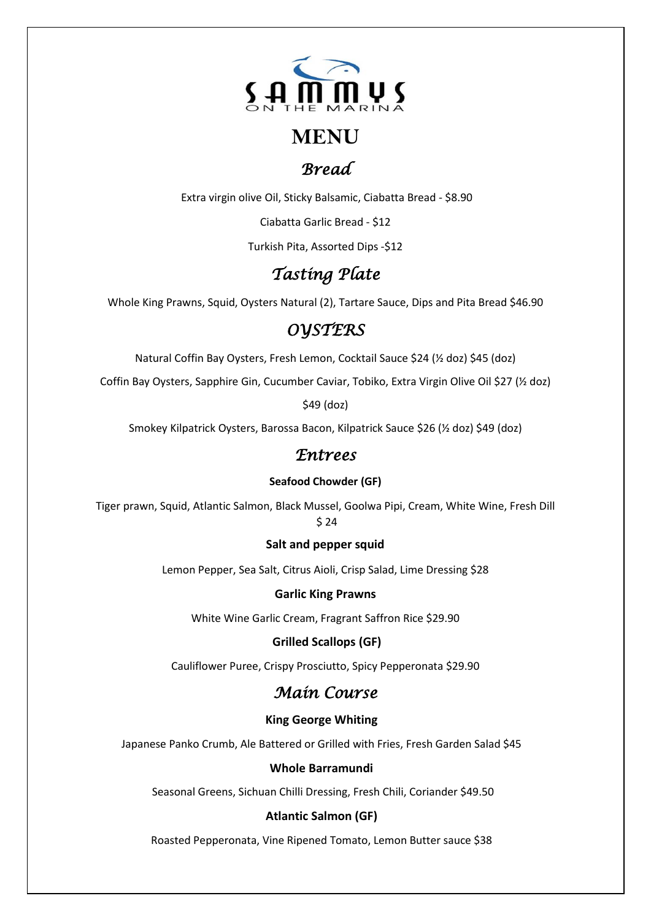SAMMYS ON THE MARINA

# MENU

## *Bread*

Extra virgin olive Oil, Sticky Balsamic, Ciabatta Bread - $8.90

Ciabatta Garlic Bread - $12

Turkish Pita, Assorted Dips -$12

## *Tasting Plate*

Whole King Prawns, Squid, Oysters Natural (2), Tartare Sauce, Dips and Pita Bread $46.90

## *OYSTERS*

Natural Coffin Bay Oysters, Fresh Lemon, Cocktail Sauce $24 (½ doz) $45 (doz)

Coffin Bay Oysters, Sapphire Gin, Cucumber Caviar, Tobiko, Extra Virgin Olive Oil $27 (½ doz) $49 (doz)

Smokey Kilpatrick Oysters, Barossa Bacon, Kilpatrick Sauce $26 (½ doz) $49 (doz)

## *Entrees*

**Seafood Chowder (GF)**

Tiger prawn, Squid, Atlantic Salmon, Black Mussel, Goolwa Pipi, Cream, White Wine, Fresh Dill $ 24

**Salt and pepper squid**

Lemon Pepper, Sea Salt, Citrus Aioli, Crisp Salad, Lime Dressing $28

**Garlic King Prawns**

White Wine Garlic Cream, Fragrant Saffron Rice $29.90

**Grilled Scallops (GF)**

Cauliflower Puree, Crispy Prosciutto, Spicy Pepperonata $29.90

## *Main Course*

**King George Whiting**

Japanese Panko Crumb, Ale Battered or Grilled with Fries, Fresh Garden Salad $45

**Whole Barramundi**

Seasonal Greens, Sichuan Chilli Dressing, Fresh Chili, Coriander $49.50

**Atlantic Salmon (GF)**

Roasted Pepperonata, Vine Ripened Tomato, Lemon Butter sauce $38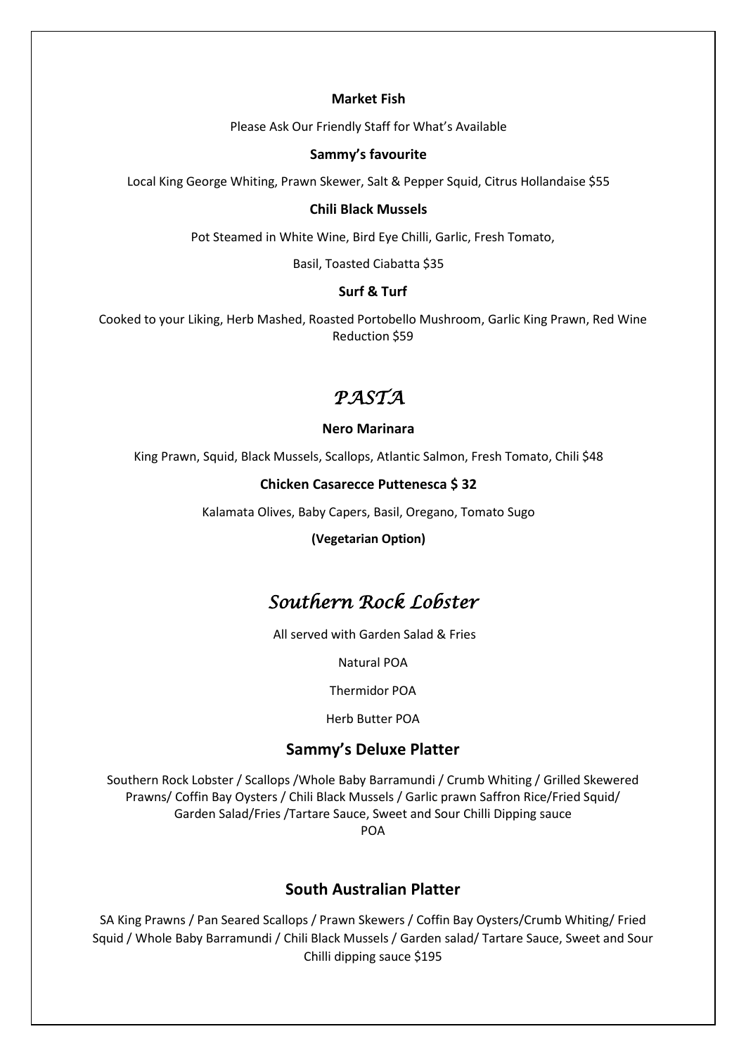**Market Fish**

Please Ask Our Friendly Staff for What's Available

**Sammy's favourite**

Local King George Whiting, Prawn Skewer, Salt & Pepper Squid, Citrus Hollandaise $55

**Chili Black Mussels**

Pot Steamed in White Wine, Bird Eye Chilli, Garlic, Fresh Tomato,

Basil, Toasted Ciabatta $35

**Surf & Turf**

Cooked to your Liking, Herb Mashed, Roasted Portobello Mushroom, Garlic King Prawn, Red Wine Reduction $59

## *PASTA*

**Nero Marinara**

King Prawn, Squid, Black Mussels, Scallops, Atlantic Salmon, Fresh Tomato, Chili $48

**Chicken Casarecce Puttenesca $ 32**

Kalamata Olives, Baby Capers, Basil, Oregano, Tomato Sugo

**(Vegetarian Option)**

## *Southern Rock Lobster*

All served with Garden Salad & Fries

Natural POA

Thermidor POA

Herb Butter POA

### Sammy's Deluxe Platter

Southern Rock Lobster / Scallops /Whole Baby Barramundi / Crumb Whiting / Grilled Skewered Prawns/ Coffin Bay Oysters / Chili Black Mussels / Garlic prawn Saffron Rice/Fried Squid/ Garden Salad/Fries /Tartare Sauce, Sweet and Sour Chilli Dipping sauce
POA

### South Australian Platter

SA King Prawns / Pan Seared Scallops / Prawn Skewers / Coffin Bay Oysters/Crumb Whiting/ Fried Squid / Whole Baby Barramundi / Chili Black Mussels / Garden salad/ Tartare Sauce, Sweet and Sour Chilli dipping sauce $195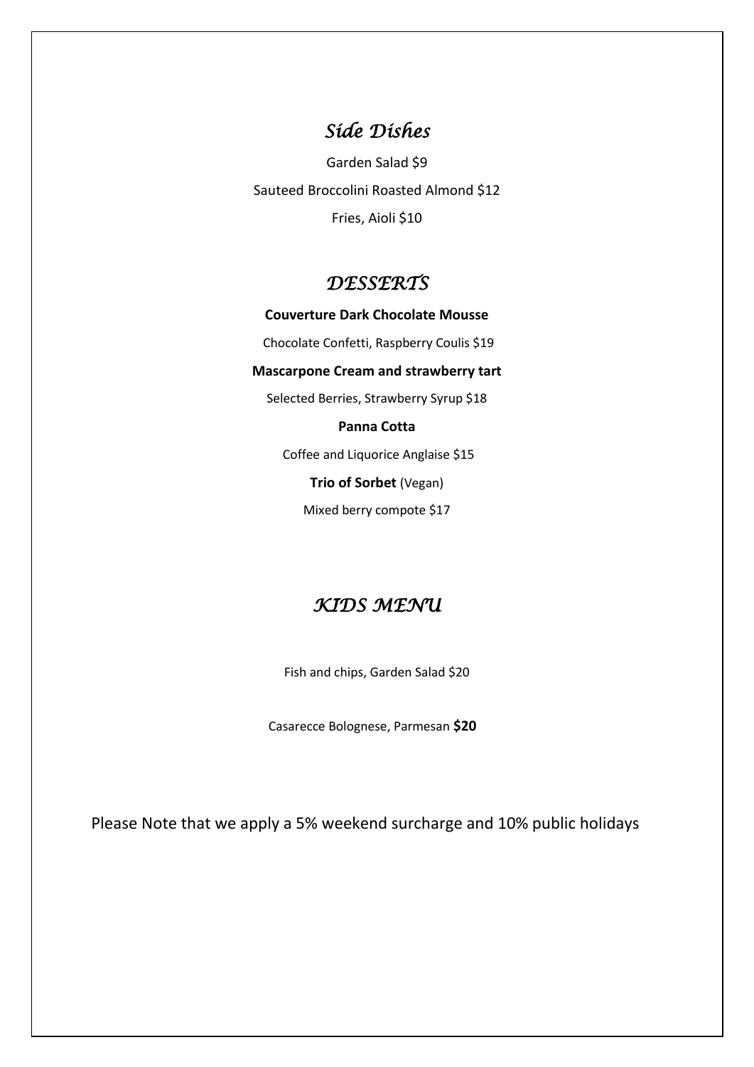## *Side Dishes*

Garden Salad $9

Sauteed Broccolini Roasted Almond $12

Fries, Aioli $10

## *DESSERTS*

**Couverture Dark Chocolate Mousse**

Chocolate Confetti, Raspberry Coulis $19

**Mascarpone Cream and strawberry tart**

Selected Berries, Strawberry Syrup $18

**Panna Cotta**

Coffee and Liquorice Anglaise $15

**Trio of Sorbet** (Vegan)

Mixed berry compote $17

## *KIDS MENU*

Fish and chips, Garden Salad $20

Casarecce Bolognese, Parmesan **$20**

Please Note that we apply a 5% weekend surcharge and 10% public holidays